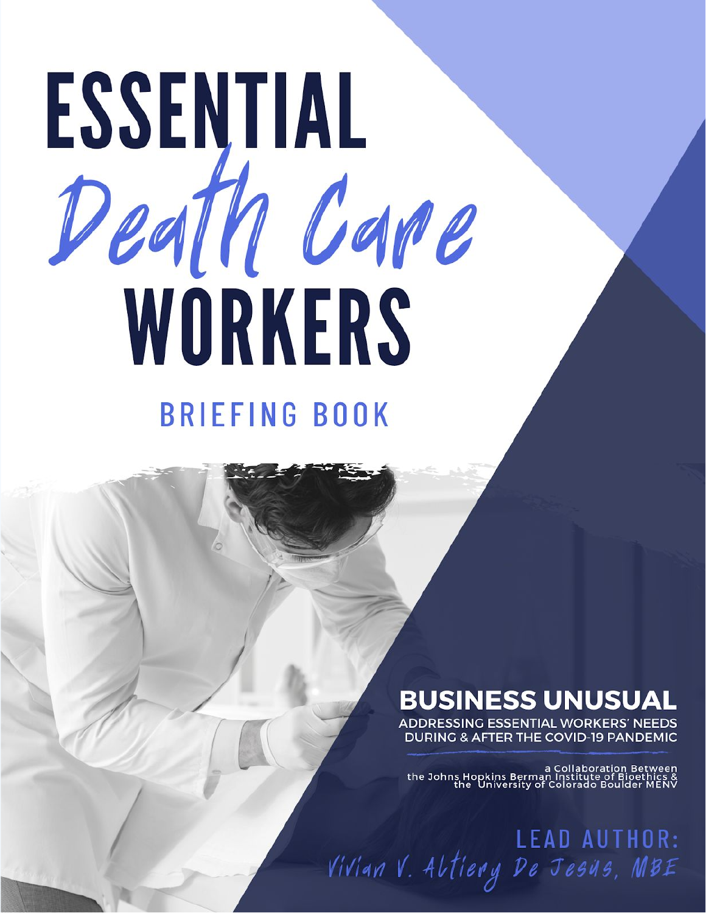# ESSENTIAL *Death Care* WORKERS

## BRIEFING BOOK

**BUSINESS UNUSUAL**

ADDRESSING ESSENTIAL WORKERS' NEEDS DURING & AFTER THE COVID-19 PANDEMIC

a Collaboration Between the Johns Hopkins Berman Institute of Bioethics & the University of Colorado Boulder MENV

LEAD AUTHOR:

*Vivian V. Altiery De Jesus, MBE*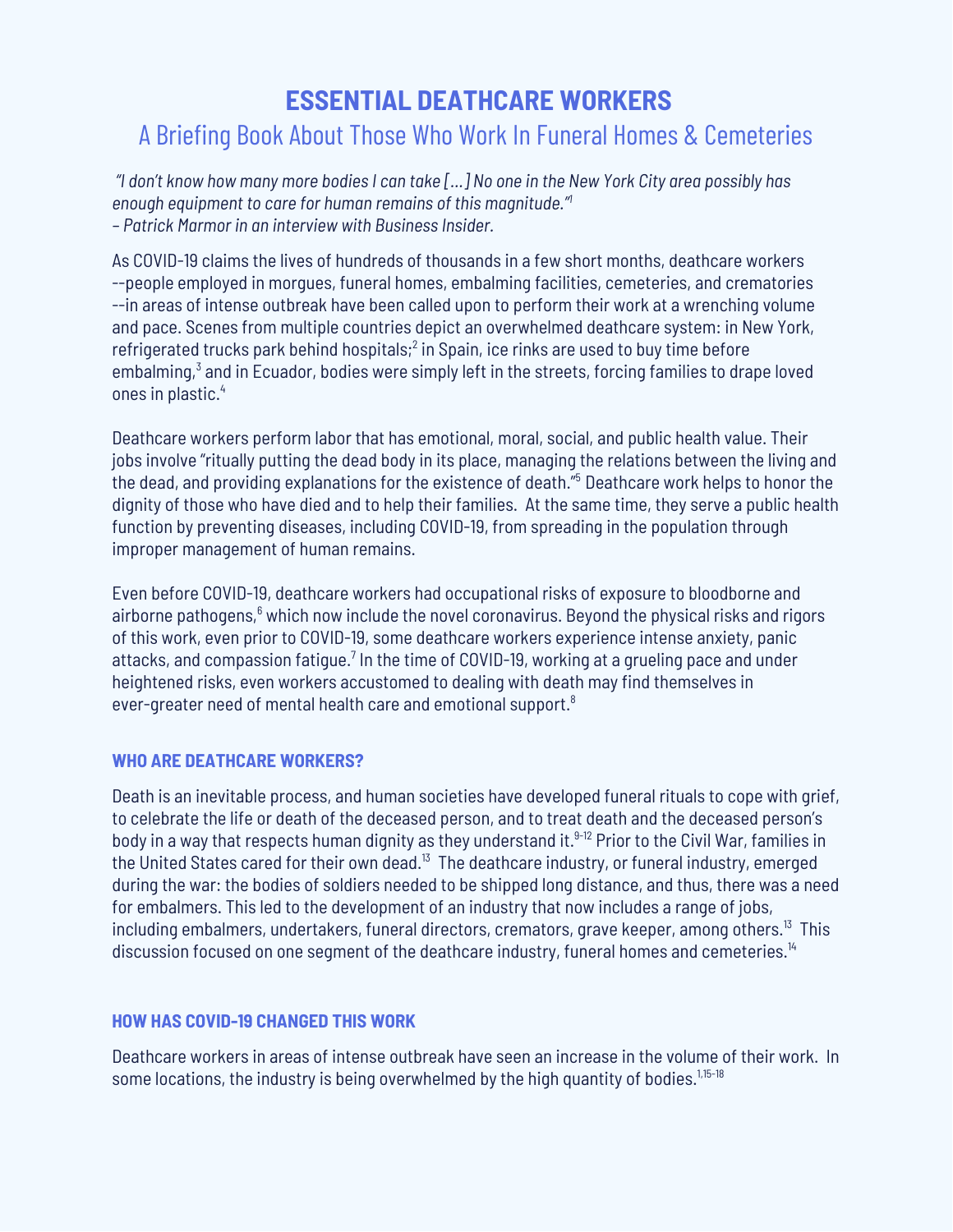# ESSENTIAL DEATHCARE WORKERS

## A Briefing Book About Those Who Work In Funeral Homes & Cemeteries

*"I don't know how many more bodies I can take [...] No one in the New York City area possibly has enough equipment to care for human remains of this magnitude."*[1]
*– Patrick Marmor in an interview with Business Insider.*

As COVID-19 claims the lives of hundreds of thousands in a few short months, deathcare workers --people employed in morgues, funeral homes, embalming facilities, cemeteries, and crematories --in areas of intense outbreak have been called upon to perform their work at a wrenching volume and pace. Scenes from multiple countries depict an overwhelmed deathcare system: in New York, refrigerated trucks park behind hospitals;[2] in Spain, ice rinks are used to buy time before embalming,[3] and in Ecuador, bodies were simply left in the streets, forcing families to drape loved ones in plastic.[4]

Deathcare workers perform labor that has emotional, moral, social, and public health value. Their jobs involve "ritually putting the dead body in its place, managing the relations between the living and the dead, and providing explanations for the existence of death."[5] Deathcare work helps to honor the dignity of those who have died and to help their families. At the same time, they serve a public health function by preventing diseases, including COVID-19, from spreading in the population through improper management of human remains.

Even before COVID-19, deathcare workers had occupational risks of exposure to bloodborne and airborne pathogens,[6] which now include the novel coronavirus. Beyond the physical risks and rigors of this work, even prior to COVID-19, some deathcare workers experience intense anxiety, panic attacks, and compassion fatigue.[7] In the time of COVID-19, working at a grueling pace and under heightened risks, even workers accustomed to dealing with death may find themselves in ever-greater need of mental health care and emotional support.[8]

### WHO ARE DEATHCARE WORKERS?

Death is an inevitable process, and human societies have developed funeral rituals to cope with grief, to celebrate the life or death of the deceased person, and to treat death and the deceased person's body in a way that respects human dignity as they understand it.[9-12] Prior to the Civil War, families in the United States cared for their own dead.[13] The deathcare industry, or funeral industry, emerged during the war: the bodies of soldiers needed to be shipped long distance, and thus, there was a need for embalmers. This led to the development of an industry that now includes a range of jobs, including embalmers, undertakers, funeral directors, cremators, grave keeper, among others.[13] This discussion focused on one segment of the deathcare industry, funeral homes and cemeteries.[14]

### HOW HAS COVID-19 CHANGED THIS WORK

Deathcare workers in areas of intense outbreak have seen an increase in the volume of their work. In some locations, the industry is being overwhelmed by the high quantity of bodies.[1,15-18]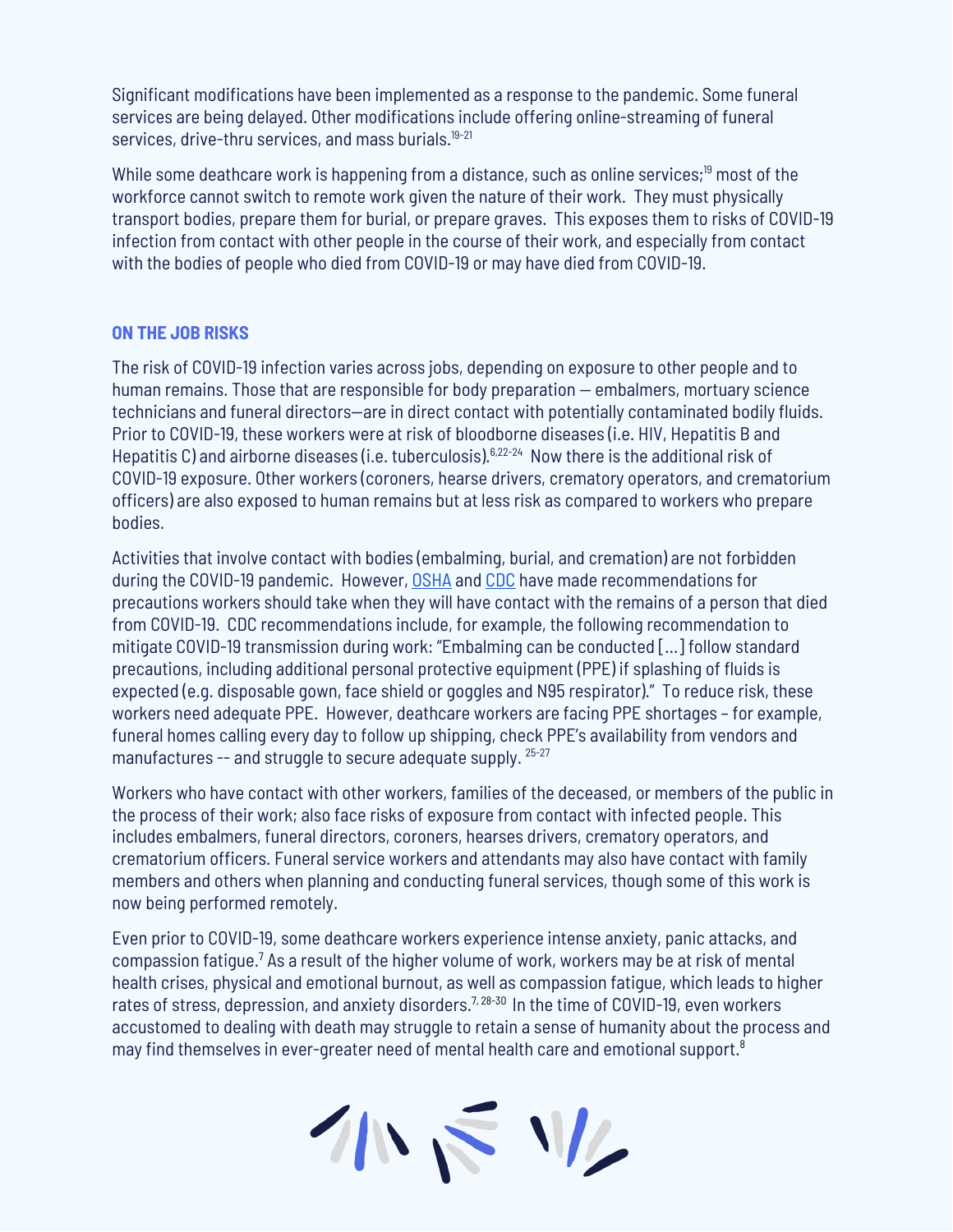Significant modifications have been implemented as a response to the pandemic. Some funeral services are being delayed. Other modifications include offering online-streaming of funeral services, drive-thru services, and mass burials.[19-21]

While some deathcare work is happening from a distance, such as online services;[19] most of the workforce cannot switch to remote work given the nature of their work. They must physically transport bodies, prepare them for burial, or prepare graves. This exposes them to risks of COVID-19 infection from contact with other people in the course of their work, and especially from contact with the bodies of people who died from COVID-19 or may have died from COVID-19.

## ON THE JOB RISKS

The risk of COVID-19 infection varies across jobs, depending on exposure to other people and to human remains. Those that are responsible for body preparation — embalmers, mortuary science technicians and funeral directors—are in direct contact with potentially contaminated bodily fluids. Prior to COVID-19, these workers were at risk of bloodborne diseases (i.e. HIV, Hepatitis B and Hepatitis C) and airborne diseases (i.e. tuberculosis).[6,22-24] Now there is the additional risk of COVID-19 exposure. Other workers (coroners, hearse drivers, crematory operators, and crematorium officers) are also exposed to human remains but at less risk as compared to workers who prepare bodies.

Activities that involve contact with bodies (embalming, burial, and cremation) are not forbidden during the COVID-19 pandemic. However, OSHA and CDC have made recommendations for precautions workers should take when they will have contact with the remains of a person that died from COVID-19. CDC recommendations include, for example, the following recommendation to mitigate COVID-19 transmission during work: "Embalming can be conducted [...] follow standard precautions, including additional personal protective equipment (PPE) if splashing of fluids is expected (e.g. disposable gown, face shield or goggles and N95 respirator)." To reduce risk, these workers need adequate PPE. However, deathcare workers are facing PPE shortages – for example, funeral homes calling every day to follow up shipping, check PPE's availability from vendors and manufactures -- and struggle to secure adequate supply.[25-27]

Workers who have contact with other workers, families of the deceased, or members of the public in the process of their work; also face risks of exposure from contact with infected people. This includes embalmers, funeral directors, coroners, hearses drivers, crematory operators, and crematorium officers. Funeral service workers and attendants may also have contact with family members and others when planning and conducting funeral services, though some of this work is now being performed remotely.

Even prior to COVID-19, some deathcare workers experience intense anxiety, panic attacks, and compassion fatigue.[7] As a result of the higher volume of work, workers may be at risk of mental health crises, physical and emotional burnout, as well as compassion fatigue, which leads to higher rates of stress, depression, and anxiety disorders.[7, 28-30] In the time of COVID-19, even workers accustomed to dealing with death may struggle to retain a sense of humanity about the process and may find themselves in ever-greater need of mental health care and emotional support.[8]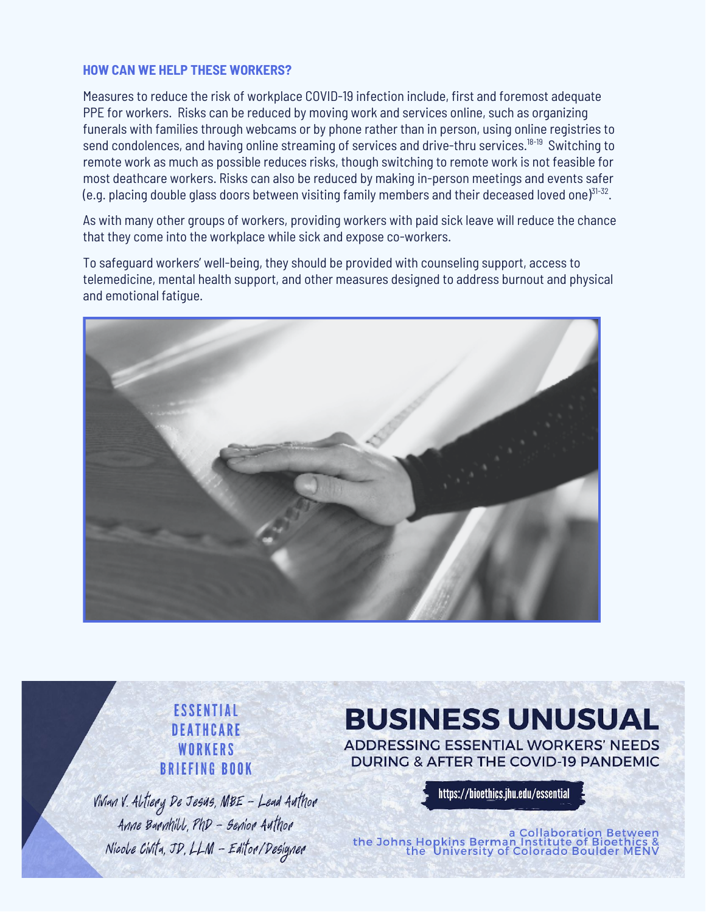### HOW CAN WE HELP THESE WORKERS?

Measures to reduce the risk of workplace COVID-19 infection include, first and foremost adequate PPE for workers. Risks can be reduced by moving work and services online, such as organizing funerals with families through webcams or by phone rather than in person, using online registries to send condolences, and having online streaming of services and drive-thru services.[18-19] Switching to remote work as much as possible reduces risks, though switching to remote work is not feasible for most deathcare workers. Risks can also be reduced by making in-person meetings and events safer (e.g. placing double glass doors between visiting family members and their deceased loved one)[31-32].

As with many other groups of workers, providing workers with paid sick leave will reduce the chance that they come into the workplace while sick and expose co-workers.

To safeguard workers' well-being, they should be provided with counseling support, access to telemedicine, mental health support, and other measures designed to address burnout and physical and emotional fatigue.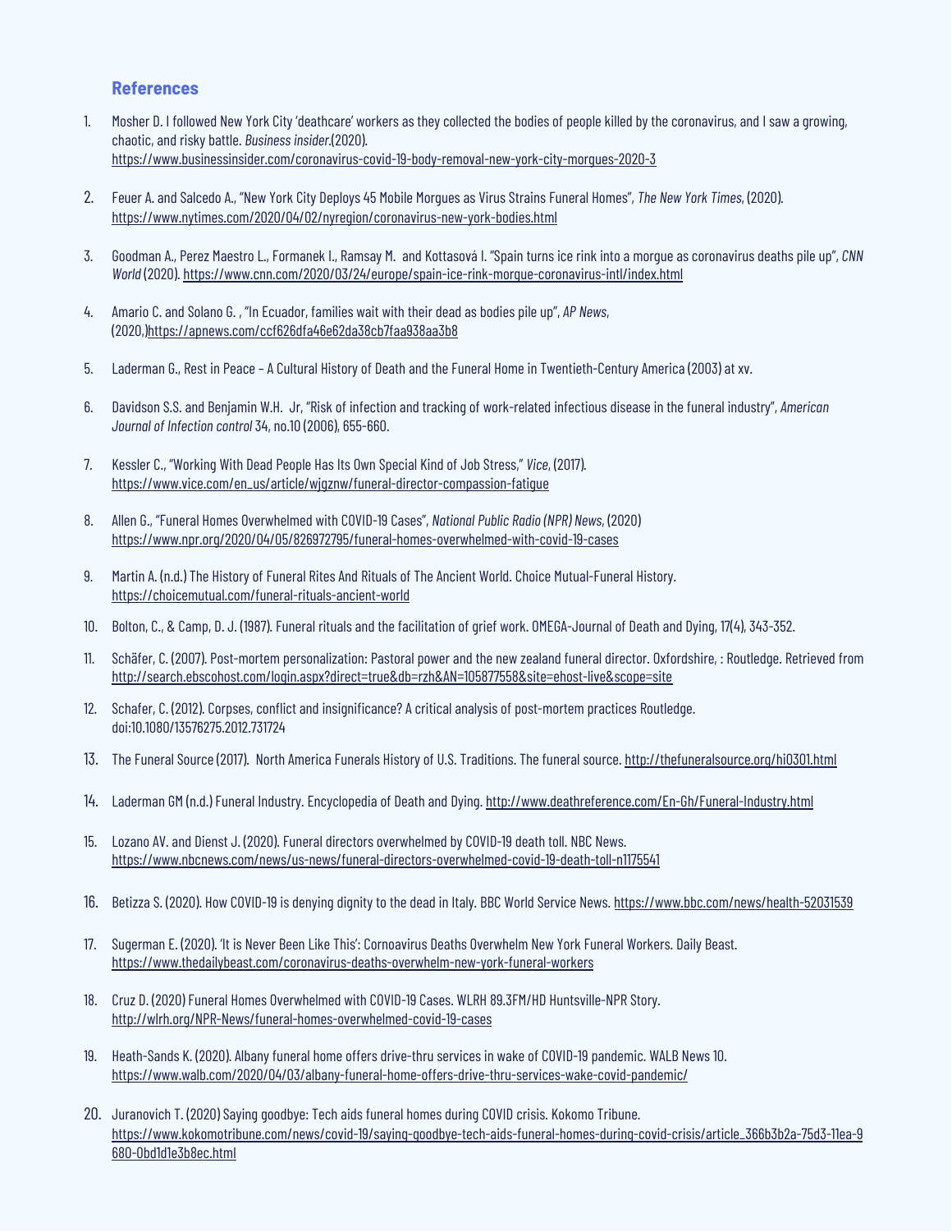## References

1. Mosher D. I followed New York City 'deathcare' workers as they collected the bodies of people killed by the coronavirus, and I saw a growing, chaotic, and risky battle. *Business insider*.(2020). https://www.businessinsider.com/coronavirus-covid-19-body-removal-new-york-city-morgues-2020-3

2. Feuer A. and Salcedo A., "New York City Deploys 45 Mobile Morgues as Virus Strains Funeral Homes", *The New York Times*, (2020). https://www.nytimes.com/2020/04/02/nyregion/coronavirus-new-york-bodies.html

3. Goodman A., Perez Maestro L., Formanek I., Ramsay M. and Kottasová I. "Spain turns ice rink into a morgue as coronavirus deaths pile up", *CNN World* (2020). https://www.cnn.com/2020/03/24/europe/spain-ice-rink-morgue-coronavirus-intl/index.html

4. Amario C. and Solano G. , "In Ecuador, families wait with their dead as bodies pile up", *AP News*, (2020,)https://apnews.com/ccf626dfa46e62da38cb7faa938aa3b8

5. Laderman G., Rest in Peace – A Cultural History of Death and the Funeral Home in Twentieth-Century America (2003) at xv.

6. Davidson S.S. and Benjamin W.H. Jr, "Risk of infection and tracking of work-related infectious disease in the funeral industry", *American Journal of Infection control* 34, no.10 (2006), 655-660.

7. Kessler C., "Working With Dead People Has Its Own Special Kind of Job Stress," *Vice*, (2017). https://www.vice.com/en_us/article/wjgznw/funeral-director-compassion-fatigue

8. Allen G., "Funeral Homes Overwhelmed with COVID-19 Cases", *National Public Radio (NPR) News*, (2020) https://www.npr.org/2020/04/05/826972795/funeral-homes-overwhelmed-with-covid-19-cases

9. Martin A. (n.d.) The History of Funeral Rites And Rituals of The Ancient World. Choice Mutual-Funeral History. https://choicemutual.com/funeral-rituals-ancient-world

10. Bolton, C., & Camp, D. J. (1987). Funeral rituals and the facilitation of grief work. OMEGA-Journal of Death and Dying, 17(4), 343-352.

11. Schäfer, C. (2007). Post-mortem personalization: Pastoral power and the new zealand funeral director. Oxfordshire, : Routledge. Retrieved from http://search.ebscohost.com/login.aspx?direct=true&db=rzh&AN=105877558&site=ehost-live&scope=site

12. Schafer, C. (2012). Corpses, conflict and insignificance? A critical analysis of post-mortem practices Routledge. doi:10.1080/13576275.2012.731724

13. The Funeral Source (2017). North America Funerals History of U.S. Traditions. The funeral source. http://thefuneralsource.org/hi0301.html

14. Laderman GM (n.d.) Funeral Industry. Encyclopedia of Death and Dying. http://www.deathreference.com/En-Gh/Funeral-Industry.html

15. Lozano AV. and Dienst J. (2020). Funeral directors overwhelmed by COVID-19 death toll. NBC News. https://www.nbcnews.com/news/us-news/funeral-directors-overwhelmed-covid-19-death-toll-n1175541

16. Betizza S. (2020). How COVID-19 is denying dignity to the dead in Italy. BBC World Service News. https://www.bbc.com/news/health-52031539

17. Sugerman E. (2020). 'It is Never Been Like This': Cornoavirus Deaths Overwhelm New York Funeral Workers. Daily Beast. https://www.thedailybeast.com/coronavirus-deaths-overwhelm-new-york-funeral-workers

18. Cruz D. (2020) Funeral Homes Overwhelmed with COVID-19 Cases. WLRH 89.3FM/HD Huntsville-NPR Story. http://wlrh.org/NPR-News/funeral-homes-overwhelmed-covid-19-cases

19. Heath-Sands K. (2020). Albany funeral home offers drive-thru services in wake of COVID-19 pandemic. WALB News 10. https://www.walb.com/2020/04/03/albany-funeral-home-offers-drive-thru-services-wake-covid-pandemic/

20. Juranovich T. (2020) Saying goodbye: Tech aids funeral homes during COVID crisis. Kokomo Tribune. https://www.kokomotribune.com/news/covid-19/saying-goodbye-tech-aids-funeral-homes-during-covid-crisis/article_366b3b2a-75d3-11ea-9680-0bd1d1e3b8ec.html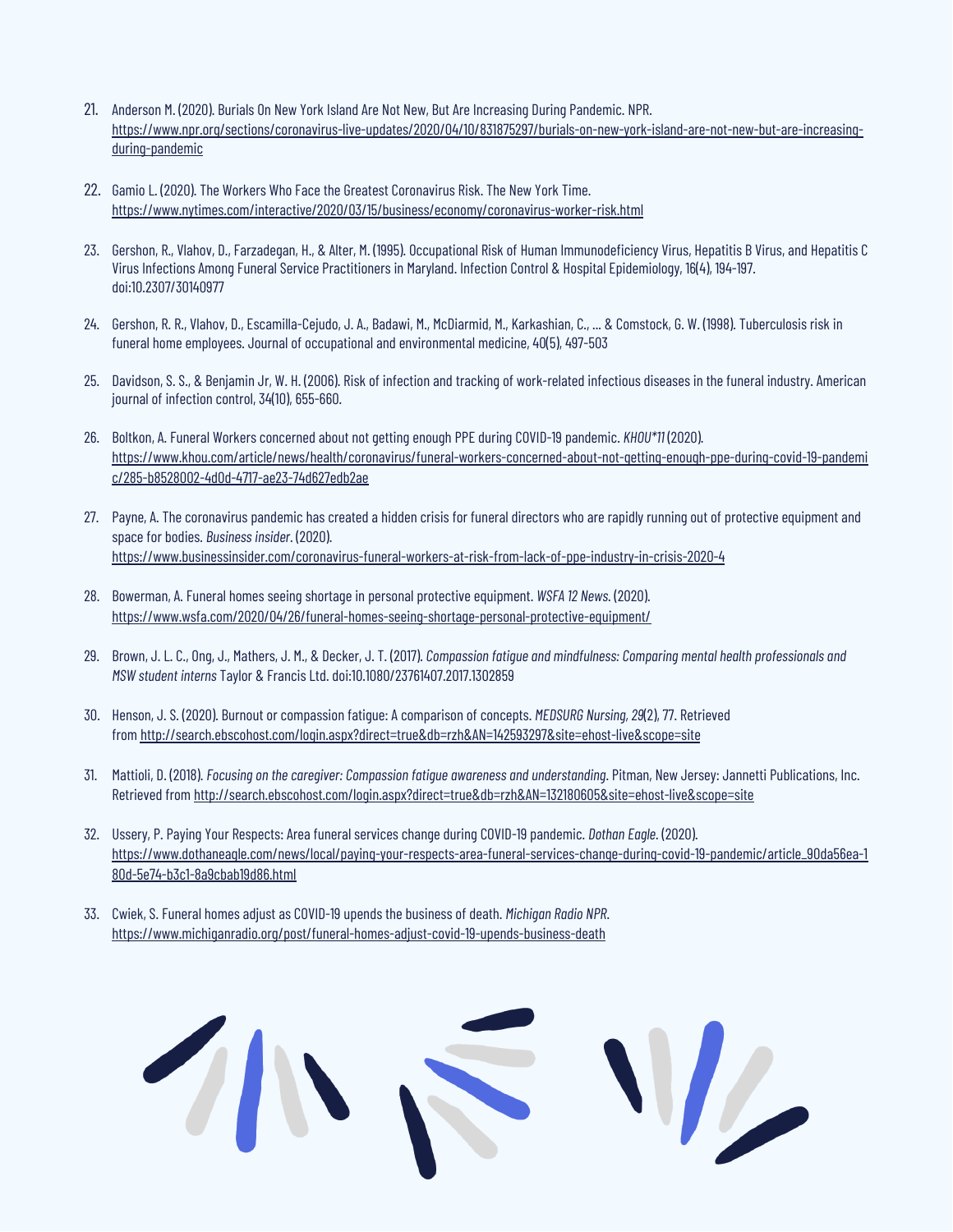21. Anderson M. (2020). Burials On New York Island Are Not New, But Are Increasing During Pandemic. NPR. https://www.npr.org/sections/coronavirus-live-updates/2020/04/10/831875297/burials-on-new-york-island-are-not-new-but-are-increasing-during-pandemic

22. Gamio L. (2020). The Workers Who Face the Greatest Coronavirus Risk. The New York Time. https://www.nytimes.com/interactive/2020/03/15/business/economy/coronavirus-worker-risk.html

23. Gershon, R., Vlahov, D., Farzadegan, H., & Alter, M. (1995). Occupational Risk of Human Immunodeficiency Virus, Hepatitis B Virus, and Hepatitis C Virus Infections Among Funeral Service Practitioners in Maryland. Infection Control & Hospital Epidemiology, 16(4), 194-197. doi:10.2307/30140977

24. Gershon, R. R., Vlahov, D., Escamilla-Cejudo, J. A., Badawi, M., McDiarmid, M., Karkashian, C., ... & Comstock, G. W. (1998). Tuberculosis risk in funeral home employees. Journal of occupational and environmental medicine, 40(5), 497-503

25. Davidson, S. S., & Benjamin Jr, W. H. (2006). Risk of infection and tracking of work-related infectious diseases in the funeral industry. American journal of infection control, 34(10), 655-660.

26. Boltkon, A. Funeral Workers concerned about not getting enough PPE during COVID-19 pandemic. *KHOU\*11* (2020). https://www.khou.com/article/news/health/coronavirus/funeral-workers-concerned-about-not-getting-enough-ppe-during-covid-19-pandemic/285-b8528002-4d0d-4717-ae23-74d627edb2ae

27. Payne, A. The coronavirus pandemic has created a hidden crisis for funeral directors who are rapidly running out of protective equipment and space for bodies. *Business insider*. (2020). https://www.businessinsider.com/coronavirus-funeral-workers-at-risk-from-lack-of-ppe-industry-in-crisis-2020-4

28. Bowerman, A. Funeral homes seeing shortage in personal protective equipment. *WSFA 12 News*. (2020). https://www.wsfa.com/2020/04/26/funeral-homes-seeing-shortage-personal-protective-equipment/

29. Brown, J. L. C., Ong, J., Mathers, J. M., & Decker, J. T. (2017). *Compassion fatigue and mindfulness: Comparing mental health professionals and MSW student interns* Taylor & Francis Ltd. doi:10.1080/23761407.2017.1302859

30. Henson, J. S. (2020). Burnout or compassion fatigue: A comparison of concepts. *MEDSURG Nursing, 29*(2), 77. Retrieved from http://search.ebscohost.com/login.aspx?direct=true&db=rzh&AN=142593297&site=ehost-live&scope=site

31. Mattioli, D. (2018). *Focusing on the caregiver: Compassion fatigue awareness and understanding*. Pitman, New Jersey: Jannetti Publications, Inc. Retrieved from http://search.ebscohost.com/login.aspx?direct=true&db=rzh&AN=132180605&site=ehost-live&scope=site

32. Ussery, P. Paying Your Respects: Area funeral services change during COVID-19 pandemic. *Dothan Eagle*. (2020). https://www.dothaneagle.com/news/local/paying-your-respects-area-funeral-services-change-during-covid-19-pandemic/article_90da56ea-180d-5e74-b3c1-8a9cbab19d86.html

33. Cwiek, S. Funeral homes adjust as COVID-19 upends the business of death. *Michigan Radio NPR*. https://www.michiganradio.org/post/funeral-homes-adjust-covid-19-upends-business-death